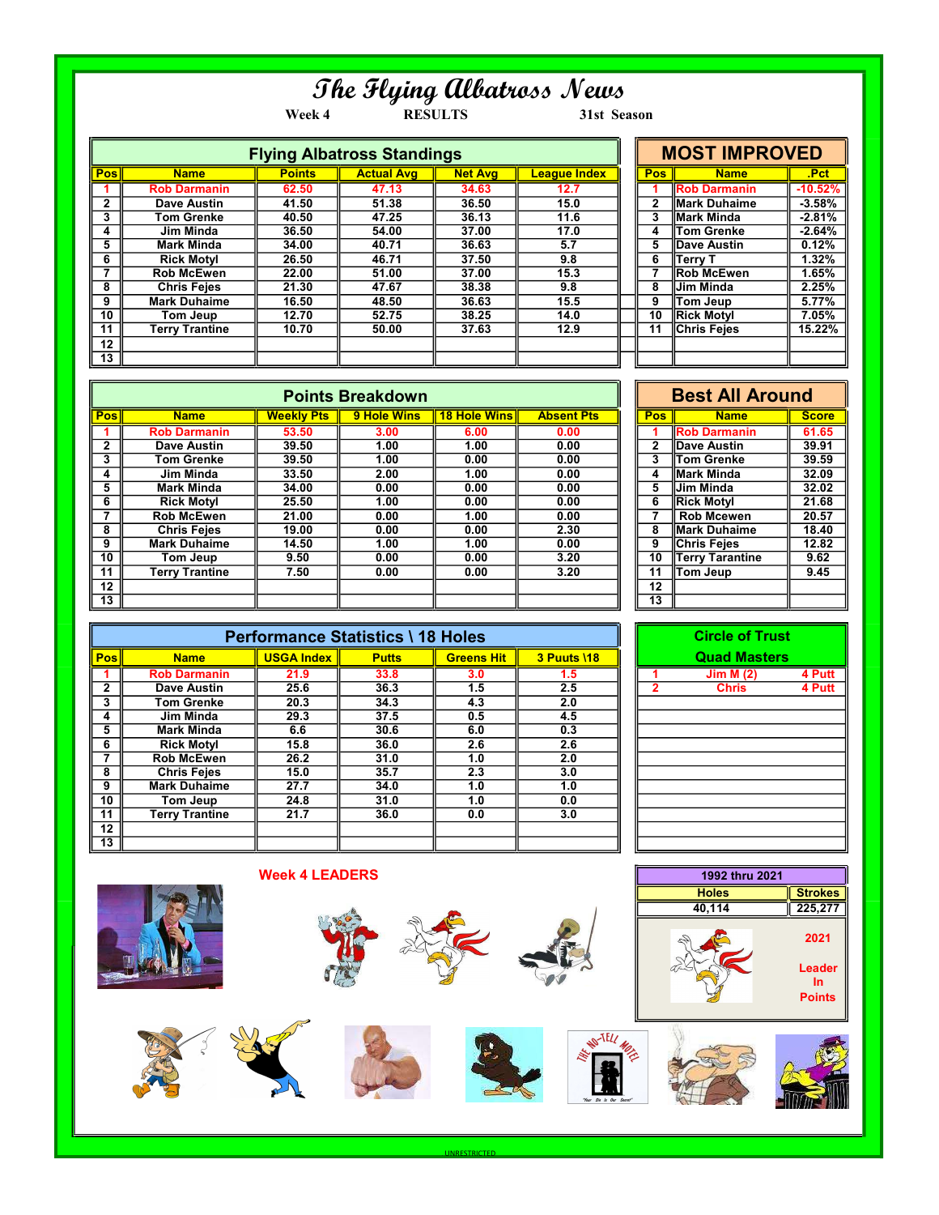# The Flying Albatross News

Week 4 RESULTS 31st Season

## Flying Albatross Standings

| Pos | Name | Points | Actual Avg | Net Avg | League Index |
|---|---|---|---|---|---|
| 1 | Rob Darmanin | 62.50 | 47.13 | 34.63 | 12.7 |
| 2 | Dave Austin | 41.50 | 51.38 | 36.50 | 15.0 |
| 3 | Tom Grenke | 40.50 | 47.25 | 36.13 | 11.6 |
| 4 | Jim Minda | 36.50 | 54.00 | 37.00 | 17.0 |
| 5 | Mark Minda | 34.00 | 40.71 | 36.63 | 5.7 |
| 6 | Rick Motyl | 26.50 | 46.71 | 37.50 | 9.8 |
| 7 | Rob McEwen | 22.00 | 51.00 | 37.00 | 15.3 |
| 8 | Chris Fejes | 21.30 | 47.67 | 38.38 | 9.8 |
| 9 | Mark Duhaime | 16.50 | 48.50 | 36.63 | 15.5 |
| 10 | Tom Jeup | 12.70 | 52.75 | 38.25 | 14.0 |
| 11 | Terry Trantine | 10.70 | 50.00 | 37.63 | 12.9 |
| 12 | | | | | |
| 13 | | | | | |

## MOST IMPROVED

| Pos | Name | .Pct |
|---|---|---|
| 1 | Rob Darmanin | -10.52% |
| 2 | Mark Duhaime | -3.58% |
| 3 | Mark Minda | -2.81% |
| 4 | Tom Grenke | -2.64% |
| 5 | Dave Austin | 0.12% |
| 6 | Terry T | 1.32% |
| 7 | Rob McEwen | 1.65% |
| 8 | Jim Minda | 2.25% |
| 9 | Tom Jeup | 5.77% |
| 10 | Rick Motyl | 7.05% |
| 11 | Chris Fejes | 15.22% |
| 12 | | |
| 13 | | |

## Points Breakdown

| Pos | Name | Weekly Pts | 9 Hole Wins | 18 Hole Wins | Absent Pts |
|---|---|---|---|---|---|
| 1 | Rob Darmanin | 53.50 | 3.00 | 6.00 | 0.00 |
| 2 | Dave Austin | 39.50 | 1.00 | 1.00 | 0.00 |
| 3 | Tom Grenke | 39.50 | 1.00 | 0.00 | 0.00 |
| 4 | Jim Minda | 33.50 | 2.00 | 1.00 | 0.00 |
| 5 | Mark Minda | 34.00 | 0.00 | 0.00 | 0.00 |
| 6 | Rick Motyl | 25.50 | 1.00 | 0.00 | 0.00 |
| 7 | Rob McEwen | 21.00 | 0.00 | 1.00 | 0.00 |
| 8 | Chris Fejes | 19.00 | 0.00 | 0.00 | 2.30 |
| 9 | Mark Duhaime | 14.50 | 1.00 | 1.00 | 0.00 |
| 10 | Tom Jeup | 9.50 | 0.00 | 0.00 | 3.20 |
| 11 | Terry Trantine | 7.50 | 0.00 | 0.00 | 3.20 |
| 12 | | | | | |
| 13 | | | | | |

## Best All Around

| Pos | Name | Score |
|---|---|---|
| 1 | Rob Darmanin | 61.65 |
| 2 | Dave Austin | 39.91 |
| 3 | Tom Grenke | 39.59 |
| 4 | Mark Minda | 32.09 |
| 5 | Jim Minda | 32.02 |
| 6 | Rick Motyl | 21.68 |
| 7 | Rob Mcewen | 20.57 |
| 8 | Mark Duhaime | 18.40 |
| 9 | Chris Fejes | 12.82 |
| 10 | Terry Tarantine | 9.62 |
| 11 | Tom Jeup | 9.45 |
| 12 | | |
| 13 | | |

## Performance Statistics \ 18 Holes

| Pos | Name | USGA Index | Putts | Greens Hit | 3 Puuts \18 |
|---|---|---|---|---|---|
| 1 | Rob Darmanin | 21.9 | 33.8 | 3.0 | 1.5 |
| 2 | Dave Austin | 25.6 | 36.3 | 1.5 | 2.5 |
| 3 | Tom Grenke | 20.3 | 34.3 | 4.3 | 2.0 |
| 4 | Jim Minda | 29.3 | 37.5 | 0.5 | 4.5 |
| 5 | Mark Minda | 6.6 | 30.6 | 6.0 | 0.3 |
| 6 | Rick Motyl | 15.8 | 36.0 | 2.6 | 2.6 |
| 7 | Rob McEwen | 26.2 | 31.0 | 1.0 | 2.0 |
| 8 | Chris Fejes | 15.0 | 35.7 | 2.3 | 3.0 |
| 9 | Mark Duhaime | 27.7 | 34.0 | 1.0 | 1.0 |
| 10 | Tom Jeup | 24.8 | 31.0 | 1.0 | 0.0 |
| 11 | Terry Trantine | 21.7 | 36.0 | 0.0 | 3.0 |
| 12 | | | | | |
| 13 | | | | | |

## Circle of Trust
## Quad Masters

| | | |
|---|---|---|
| 1 | Jim M (2) | 4 Putt |
| 2 | Chris | 4 Putt |

## Week 4 LEADERS

| 1992 thru 2021 | |
|---|---|
| Holes | Strokes |
| 40,114 | 225,277 |

2021 Leader In Points

UNRESTRICTED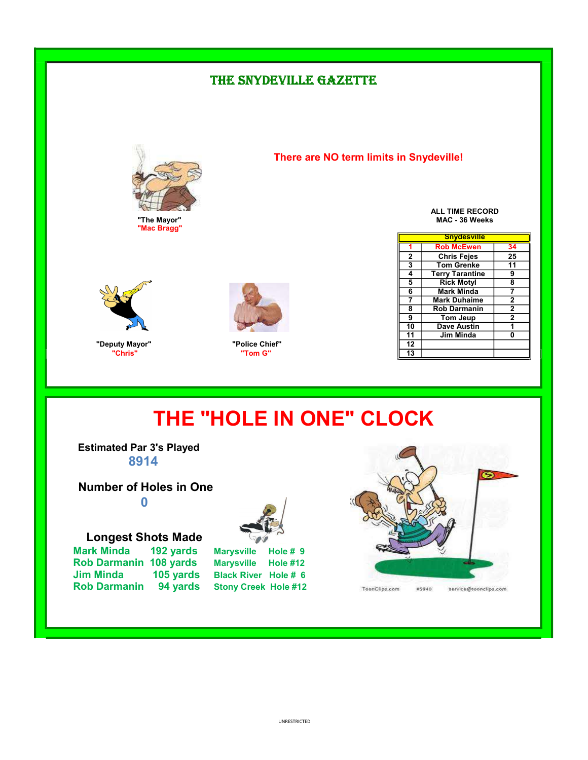# THE SNYDEVILLE GAZETTE

**There are NO term limits in Snydeville!**

"The Mayor"
"Mac Bragg"

**ALL TIME RECORD**
**MAC - 36 Weeks**

| Snydesville | | |
|---|---|---|
| 1 | Rob McEwen | 34 |
| 2 | Chris Fejes | 25 |
| 3 | Tom Grenke | 11 |
| 4 | Terry Tarantine | 9 |
| 5 | Rick Motyl | 8 |
| 6 | Mark Minda | 7 |
| 7 | Mark Duhaime | 2 |
| 8 | Rob Darmanin | 2 |
| 9 | Tom Jeup | 2 |
| 10 | Dave Austin | 1 |
| 11 | Jim Minda | 0 |
| 12 | | |
| 13 | | |

"Deputy Mayor"
"Chris"

"Police Chief"
"Tom G"

# THE "HOLE IN ONE" CLOCK

**Estimated Par 3's Played**
8914

**Number of Holes in One**
0

**Longest Shots Made**

| | | | |
|---|---|---|---|
| Mark Minda | 192 yards | Marysville | Hole # 9 |
| Rob Darmanin | 108 yards | Marysville | Hole #12 |
| Jim Minda | 105 yards | Black River | Hole # 6 |
| Rob Darmanin | 94 yards | Stony Creek | Hole #12 |

ToonClips.com #5948 service@toonclips.com

UNRESTRICTED